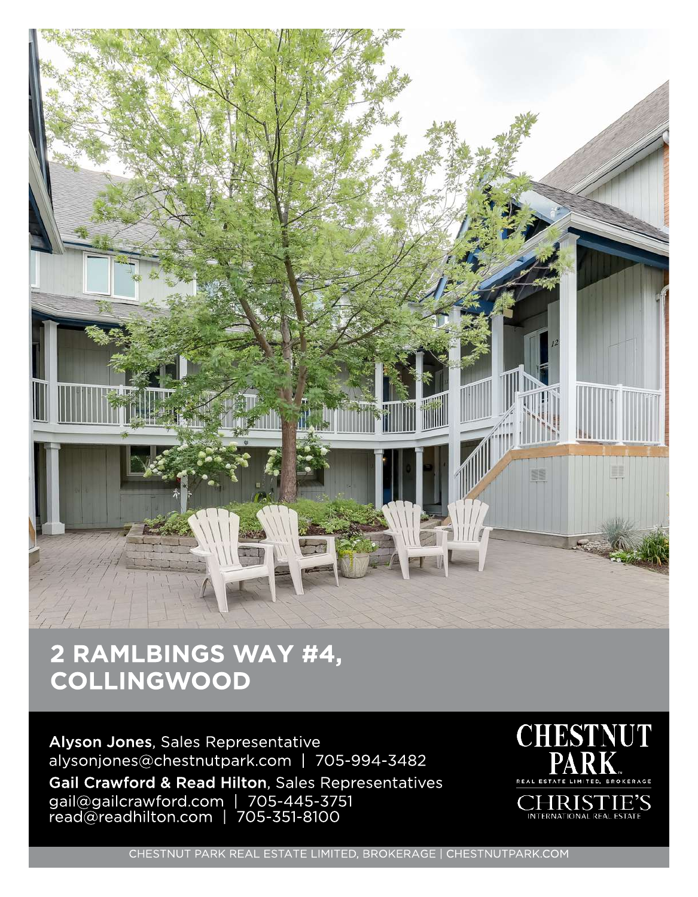# 2 RAMLBINGS WAY #4, COLLINGWOOD

**Alyson Jones**, Sales Representative
alysonjones@chestnutpark.com | 705-994-3482

**Gail Crawford & Read Hilton**, Sales Representatives
gail@gailcrawford.com | 705-445-3751
read@readhilton.com | 705-351-8100

CHESTNUT PARK REAL ESTATE LIMITED, BROKERAGE
CHRISTIE'S INTERNATIONAL REAL ESTATE

CHESTNUT PARK REAL ESTATE LIMITED, BROKERAGE | CHESTNUTPARK.COM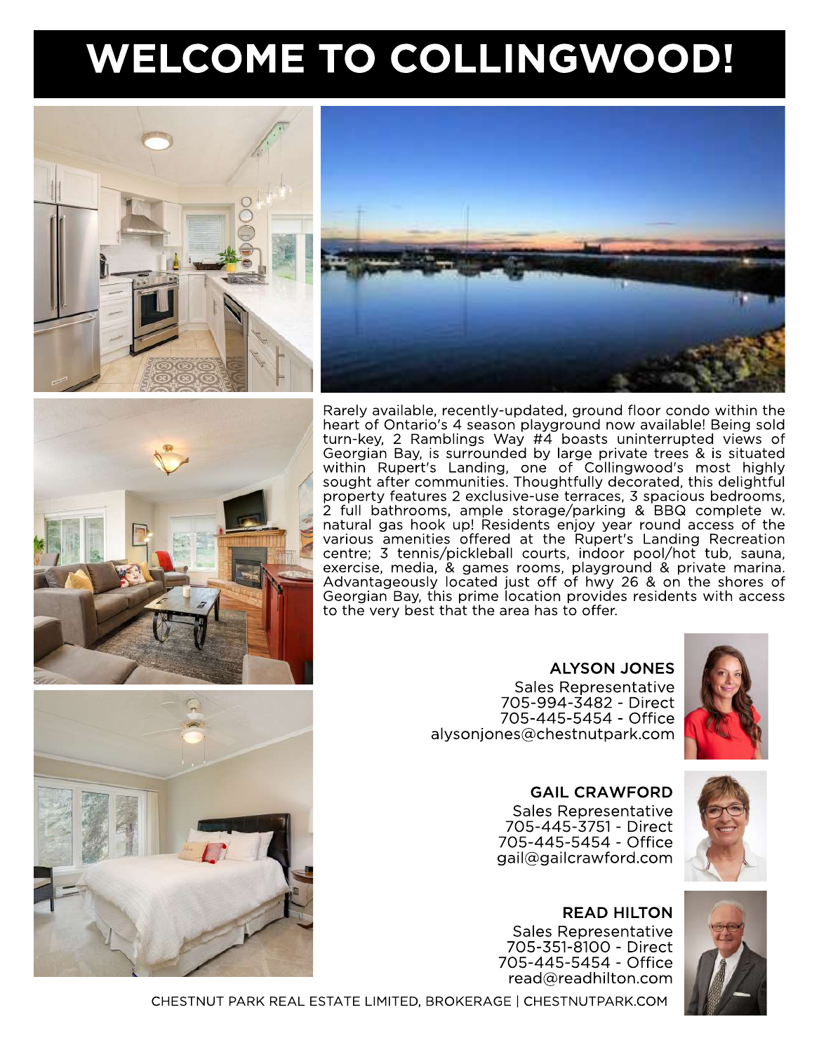# WELCOME TO COLLINGWOOD!

Rarely available, recently-updated, ground floor condo within the heart of Ontario's 4 season playground now available! Being sold turn-key, 2 Ramblings Way #4 boasts uninterrupted views of Georgian Bay, is surrounded by large private trees & is situated within Rupert's Landing, one of Collingwood's most highly sought after communities. Thoughtfully decorated, this delightful property features 2 exclusive-use terraces, 3 spacious bedrooms, 2 full bathrooms, ample storage/parking & BBQ complete w. natural gas hook up! Residents enjoy year round access of the various amenities offered at the Rupert's Landing Recreation centre; 3 tennis/pickleball courts, indoor pool/hot tub, sauna, exercise, media, & games rooms, playground & private marina. Advantageously located just off of hwy 26 & on the shores of Georgian Bay, this prime location provides residents with access to the very best that the area has to offer.

**ALYSON JONES**
Sales Representative
705-994-3482 - Direct
705-445-5454 - Office
alysonjones@chestnutpark.com

**GAIL CRAWFORD**
Sales Representative
705-445-3751 - Direct
705-445-5454 - Office
gail@gailcrawford.com

**READ HILTON**
Sales Representative
705-351-8100 - Direct
705-445-5454 - Office
read@readhilton.com

CHESTNUT PARK REAL ESTATE LIMITED, BROKERAGE | CHESTNUTPARK.COM